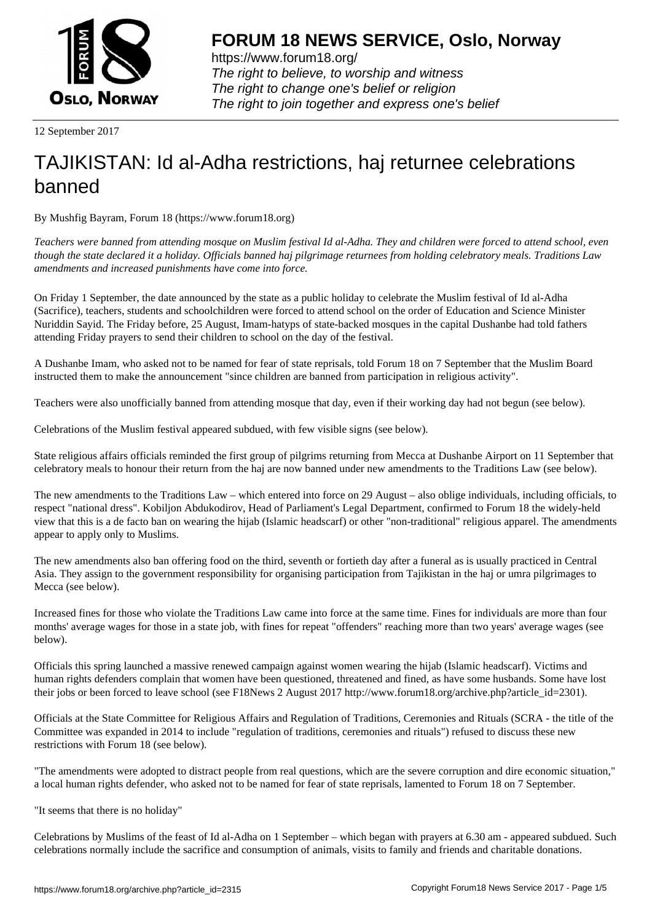# FORUM 18 NEWS SERVICE, Oslo, Norway

https://www.forum18.org/
*The right to believe, to worship and witness*
*The right to change one's belief or religion*
*The right to join together and express one's belief*

12 September 2017

# TAJIKISTAN: Id al-Adha restrictions, haj returnee celebrations banned

By Mushfig Bayram, Forum 18 (https://www.forum18.org)

*Teachers were banned from attending mosque on Muslim festival Id al-Adha. They and children were forced to attend school, even though the state declared it a holiday. Officials banned haj pilgrimage returnees from holding celebratory meals. Traditions Law amendments and increased punishments have come into force.*

On Friday 1 September, the date announced by the state as a public holiday to celebrate the Muslim festival of Id al-Adha (Sacrifice), teachers, students and schoolchildren were forced to attend school on the order of Education and Science Minister Nuriddin Sayid. The Friday before, 25 August, Imam-hatyps of state-backed mosques in the capital Dushanbe had told fathers attending Friday prayers to send their children to school on the day of the festival.

A Dushanbe Imam, who asked not to be named for fear of state reprisals, told Forum 18 on 7 September that the Muslim Board instructed them to make the announcement "since children are banned from participation in religious activity".

Teachers were also unofficially banned from attending mosque that day, even if their working day had not begun (see below).

Celebrations of the Muslim festival appeared subdued, with few visible signs (see below).

State religious affairs officials reminded the first group of pilgrims returning from Mecca at Dushanbe Airport on 11 September that celebratory meals to honour their return from the haj are now banned under new amendments to the Traditions Law (see below).

The new amendments to the Traditions Law – which entered into force on 29 August – also oblige individuals, including officials, to respect "national dress". Kobiljon Abdukodirov, Head of Parliament's Legal Department, confirmed to Forum 18 the widely-held view that this is a de facto ban on wearing the hijab (Islamic headscarf) or other "non-traditional" religious apparel. The amendments appear to apply only to Muslims.

The new amendments also ban offering food on the third, seventh or fortieth day after a funeral as is usually practiced in Central Asia. They assign to the government responsibility for organising participation from Tajikistan in the haj or umra pilgrimages to Mecca (see below).

Increased fines for those who violate the Traditions Law came into force at the same time. Fines for individuals are more than four months' average wages for those in a state job, with fines for repeat "offenders" reaching more than two years' average wages (see below).

Officials this spring launched a massive renewed campaign against women wearing the hijab (Islamic headscarf). Victims and human rights defenders complain that women have been questioned, threatened and fined, as have some husbands. Some have lost their jobs or been forced to leave school (see F18News 2 August 2017 http://www.forum18.org/archive.php?article_id=2301).

Officials at the State Committee for Religious Affairs and Regulation of Traditions, Ceremonies and Rituals (SCRA - the title of the Committee was expanded in 2014 to include "regulation of traditions, ceremonies and rituals") refused to discuss these new restrictions with Forum 18 (see below).

"The amendments were adopted to distract people from real questions, which are the severe corruption and dire economic situation," a local human rights defender, who asked not to be named for fear of state reprisals, lamented to Forum 18 on 7 September.

## "It seems that there is no holiday"

Celebrations by Muslims of the feast of Id al-Adha on 1 September – which began with prayers at 6.30 am - appeared subdued. Such celebrations normally include the sacrifice and consumption of animals, visits to family and friends and charitable donations.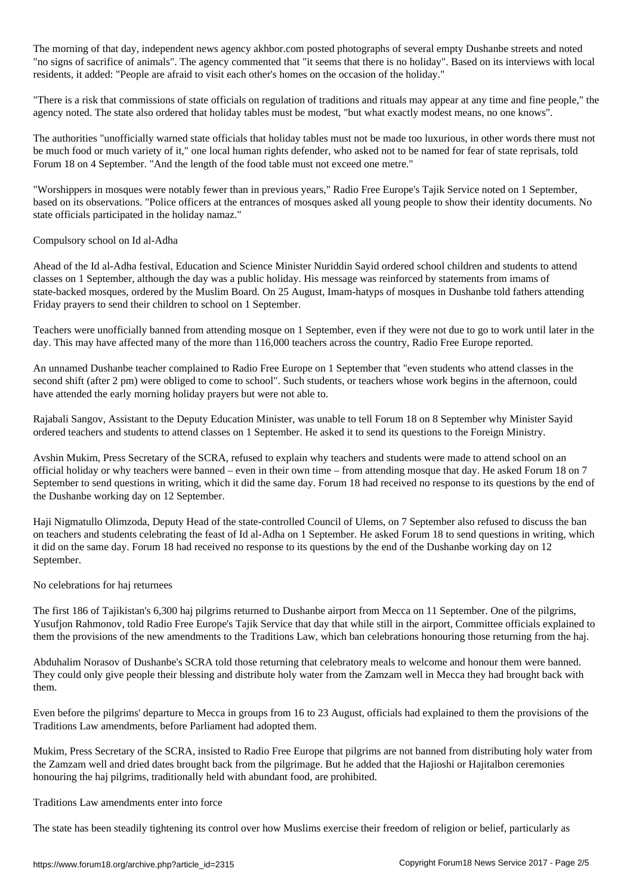The morning of that day, independent news agency akhbor.com posted photographs of several empty Dushanbe streets and noted "no signs of sacrifice of animals". The agency commented that "it seems that there is no holiday". Based on its interviews with local residents, it added: "People are afraid to visit each other's homes on the occasion of the holiday."

"There is a risk that commissions of state officials on regulation of traditions and rituals may appear at any time and fine people," the agency noted. The state also ordered that holiday tables must be modest, "but what exactly modest means, no one knows".

The authorities "unofficially warned state officials that holiday tables must not be made too luxurious, in other words there must not be much food or much variety of it," one local human rights defender, who asked not to be named for fear of state reprisals, told Forum 18 on 4 September. "And the length of the food table must not exceed one metre."

"Worshippers in mosques were notably fewer than in previous years," Radio Free Europe's Tajik Service noted on 1 September, based on its observations. "Police officers at the entrances of mosques asked all young people to show their identity documents. No state officials participated in the holiday namaz."

## Compulsory school on Id al-Adha

Ahead of the Id al-Adha festival, Education and Science Minister Nuriddin Sayid ordered school children and students to attend classes on 1 September, although the day was a public holiday. His message was reinforced by statements from imams of state-backed mosques, ordered by the Muslim Board. On 25 August, Imam-hatyps of mosques in Dushanbe told fathers attending Friday prayers to send their children to school on 1 September.

Teachers were unofficially banned from attending mosque on 1 September, even if they were not due to go to work until later in the day. This may have affected many of the more than 116,000 teachers across the country, Radio Free Europe reported.

An unnamed Dushanbe teacher complained to Radio Free Europe on 1 September that "even students who attend classes in the second shift (after 2 pm) were obliged to come to school". Such students, or teachers whose work begins in the afternoon, could have attended the early morning holiday prayers but were not able to.

Rajabali Sangov, Assistant to the Deputy Education Minister, was unable to tell Forum 18 on 8 September why Minister Sayid ordered teachers and students to attend classes on 1 September. He asked it to send its questions to the Foreign Ministry.

Avshin Mukim, Press Secretary of the SCRA, refused to explain why teachers and students were made to attend school on an official holiday or why teachers were banned – even in their own time – from attending mosque that day. He asked Forum 18 on 7 September to send questions in writing, which it did the same day. Forum 18 had received no response to its questions by the end of the Dushanbe working day on 12 September.

Haji Nigmatullo Olimzoda, Deputy Head of the state-controlled Council of Ulems, on 7 September also refused to discuss the ban on teachers and students celebrating the feast of Id al-Adha on 1 September. He asked Forum 18 to send questions in writing, which it did on the same day. Forum 18 had received no response to its questions by the end of the Dushanbe working day on 12 September.

## No celebrations for haj returnees

The first 186 of Tajikistan's 6,300 haj pilgrims returned to Dushanbe airport from Mecca on 11 September. One of the pilgrims, Yusufjon Rahmonov, told Radio Free Europe's Tajik Service that day that while still in the airport, Committee officials explained to them the provisions of the new amendments to the Traditions Law, which ban celebrations honouring those returning from the haj.

Abduhalim Norasov of Dushanbe's SCRA told those returning that celebratory meals to welcome and honour them were banned. They could only give people their blessing and distribute holy water from the Zamzam well in Mecca they had brought back with them.

Even before the pilgrims' departure to Mecca in groups from 16 to 23 August, officials had explained to them the provisions of the Traditions Law amendments, before Parliament had adopted them.

Mukim, Press Secretary of the SCRA, insisted to Radio Free Europe that pilgrims are not banned from distributing holy water from the Zamzam well and dried dates brought back from the pilgrimage. But he added that the Hajioshi or Hajitalbon ceremonies honouring the haj pilgrims, traditionally held with abundant food, are prohibited.

## Traditions Law amendments enter into force

The state has been steadily tightening its control over how Muslims exercise their freedom of religion or belief, particularly as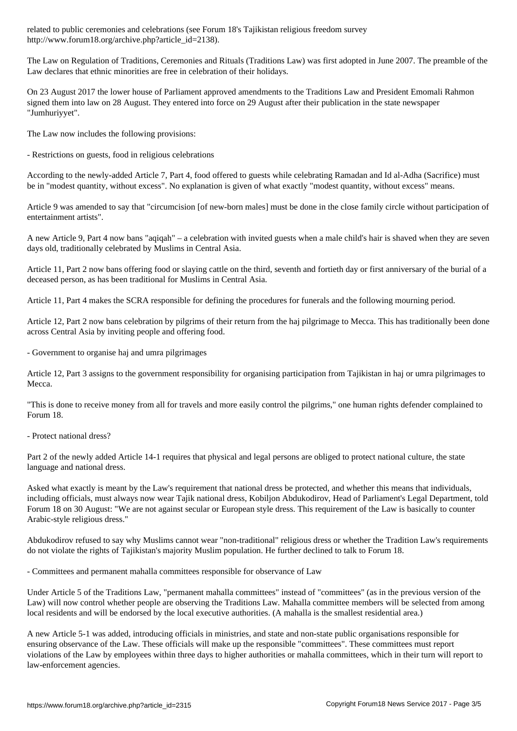related to public ceremonies and celebrations (see Forum 18's Tajikistan religious freedom survey http://www.forum18.org/archive.php?article_id=2138).

The Law on Regulation of Traditions, Ceremonies and Rituals (Traditions Law) was first adopted in June 2007. The preamble of the Law declares that ethnic minorities are free in celebration of their holidays.

On 23 August 2017 the lower house of Parliament approved amendments to the Traditions Law and President Emomali Rahmon signed them into law on 28 August. They entered into force on 29 August after their publication in the state newspaper "Jumhuriyyet".

The Law now includes the following provisions:

- Restrictions on guests, food in religious celebrations

According to the newly-added Article 7, Part 4, food offered to guests while celebrating Ramadan and Id al-Adha (Sacrifice) must be in "modest quantity, without excess". No explanation is given of what exactly "modest quantity, without excess" means.

Article 9 was amended to say that "circumcision [of new-born males] must be done in the close family circle without participation of entertainment artists".

A new Article 9, Part 4 now bans "aqiqah" – a celebration with invited guests when a male child's hair is shaved when they are seven days old, traditionally celebrated by Muslims in Central Asia.

Article 11, Part 2 now bans offering food or slaying cattle on the third, seventh and fortieth day or first anniversary of the burial of a deceased person, as has been traditional for Muslims in Central Asia.

Article 11, Part 4 makes the SCRA responsible for defining the procedures for funerals and the following mourning period.

Article 12, Part 2 now bans celebration by pilgrims of their return from the haj pilgrimage to Mecca. This has traditionally been done across Central Asia by inviting people and offering food.

- Government to organise haj and umra pilgrimages

Article 12, Part 3 assigns to the government responsibility for organising participation from Tajikistan in haj or umra pilgrimages to Mecca.

"This is done to receive money from all for travels and more easily control the pilgrims," one human rights defender complained to Forum 18.

- Protect national dress?

Part 2 of the newly added Article 14-1 requires that physical and legal persons are obliged to protect national culture, the state language and national dress.

Asked what exactly is meant by the Law's requirement that national dress be protected, and whether this means that individuals, including officials, must always now wear Tajik national dress, Kobiljon Abdukodirov, Head of Parliament's Legal Department, told Forum 18 on 30 August: "We are not against secular or European style dress. This requirement of the Law is basically to counter Arabic-style religious dress."

Abdukodirov refused to say why Muslims cannot wear "non-traditional" religious dress or whether the Tradition Law's requirements do not violate the rights of Tajikistan's majority Muslim population. He further declined to talk to Forum 18.

- Committees and permanent mahalla committees responsible for observance of Law

Under Article 5 of the Traditions Law, "permanent mahalla committees" instead of "committees" (as in the previous version of the Law) will now control whether people are observing the Traditions Law. Mahalla committee members will be selected from among local residents and will be endorsed by the local executive authorities. (A mahalla is the smallest residential area.)

A new Article 5-1 was added, introducing officials in ministries, and state and non-state public organisations responsible for ensuring observance of the Law. These officials will make up the responsible "committees". These committees must report violations of the Law by employees within three days to higher authorities or mahalla committees, which in their turn will report to law-enforcement agencies.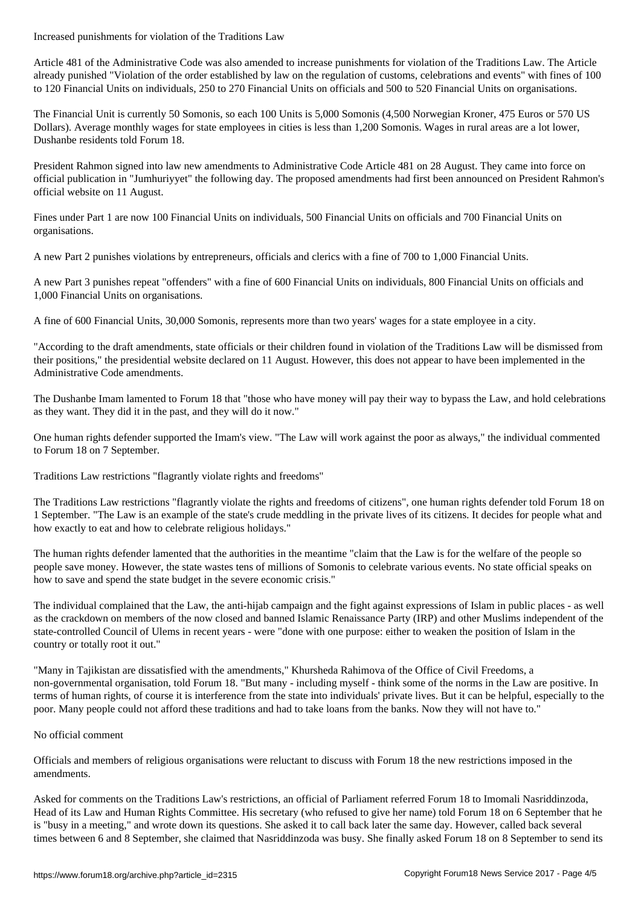## Increased punishments for violation of the Traditions Law

Article 481 of the Administrative Code was also amended to increase punishments for violation of the Traditions Law. The Article already punished "Violation of the order established by law on the regulation of customs, celebrations and events" with fines of 100 to 120 Financial Units on individuals, 250 to 270 Financial Units on officials and 500 to 520 Financial Units on organisations.

The Financial Unit is currently 50 Somonis, so each 100 Units is 5,000 Somonis (4,500 Norwegian Kroner, 475 Euros or 570 US Dollars). Average monthly wages for state employees in cities is less than 1,200 Somonis. Wages in rural areas are a lot lower, Dushanbe residents told Forum 18.

President Rahmon signed into law new amendments to Administrative Code Article 481 on 28 August. They came into force on official publication in "Jumhuriyyet" the following day. The proposed amendments had first been announced on President Rahmon's official website on 11 August.

Fines under Part 1 are now 100 Financial Units on individuals, 500 Financial Units on officials and 700 Financial Units on organisations.

A new Part 2 punishes violations by entrepreneurs, officials and clerics with a fine of 700 to 1,000 Financial Units.

A new Part 3 punishes repeat "offenders" with a fine of 600 Financial Units on individuals, 800 Financial Units on officials and 1,000 Financial Units on organisations.

A fine of 600 Financial Units, 30,000 Somonis, represents more than two years' wages for a state employee in a city.

"According to the draft amendments, state officials or their children found in violation of the Traditions Law will be dismissed from their positions," the presidential website declared on 11 August. However, this does not appear to have been implemented in the Administrative Code amendments.

The Dushanbe Imam lamented to Forum 18 that "those who have money will pay their way to bypass the Law, and hold celebrations as they want. They did it in the past, and they will do it now."

One human rights defender supported the Imam's view. "The Law will work against the poor as always," the individual commented to Forum 18 on 7 September.

## Traditions Law restrictions "flagrantly violate rights and freedoms"

The Traditions Law restrictions "flagrantly violate the rights and freedoms of citizens", one human rights defender told Forum 18 on 1 September. "The Law is an example of the state's crude meddling in the private lives of its citizens. It decides for people what and how exactly to eat and how to celebrate religious holidays."

The human rights defender lamented that the authorities in the meantime "claim that the Law is for the welfare of the people so people save money. However, the state wastes tens of millions of Somonis to celebrate various events. No state official speaks on how to save and spend the state budget in the severe economic crisis."

The individual complained that the Law, the anti-hijab campaign and the fight against expressions of Islam in public places - as well as the crackdown on members of the now closed and banned Islamic Renaissance Party (IRP) and other Muslims independent of the state-controlled Council of Ulems in recent years - were "done with one purpose: either to weaken the position of Islam in the country or totally root it out."

"Many in Tajikistan are dissatisfied with the amendments," Khursheda Rahimova of the Office of Civil Freedoms, a non-governmental organisation, told Forum 18. "But many - including myself - think some of the norms in the Law are positive. In terms of human rights, of course it is interference from the state into individuals' private lives. But it can be helpful, especially to the poor. Many people could not afford these traditions and had to take loans from the banks. Now they will not have to."

## No official comment

Officials and members of religious organisations were reluctant to discuss with Forum 18 the new restrictions imposed in the amendments.

Asked for comments on the Traditions Law's restrictions, an official of Parliament referred Forum 18 to Imomali Nasriddinzoda, Head of its Law and Human Rights Committee. His secretary (who refused to give her name) told Forum 18 on 6 September that he is "busy in a meeting," and wrote down its questions. She asked it to call back later the same day. However, called back several times between 6 and 8 September, she claimed that Nasriddinzoda was busy. She finally asked Forum 18 on 8 September to send its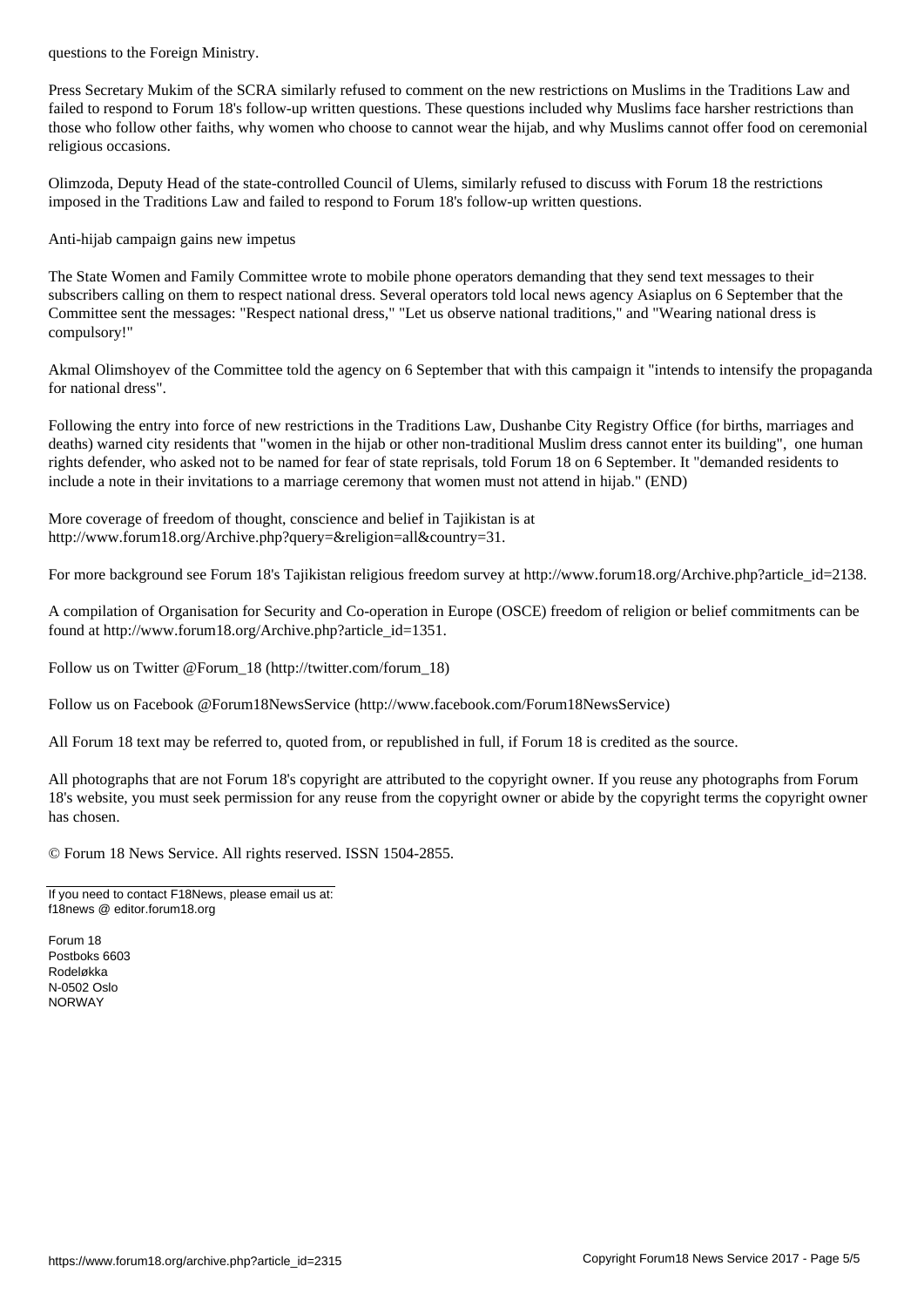questions to the Foreign Ministry.

Press Secretary Mukim of the SCRA similarly refused to comment on the new restrictions on Muslims in the Traditions Law and failed to respond to Forum 18's follow-up written questions. These questions included why Muslims face harsher restrictions than those who follow other faiths, why women who choose to cannot wear the hijab, and why Muslims cannot offer food on ceremonial religious occasions.

Olimzoda, Deputy Head of the state-controlled Council of Ulems, similarly refused to discuss with Forum 18 the restrictions imposed in the Traditions Law and failed to respond to Forum 18's follow-up written questions.

## Anti-hijab campaign gains new impetus

The State Women and Family Committee wrote to mobile phone operators demanding that they send text messages to their subscribers calling on them to respect national dress. Several operators told local news agency Asiaplus on 6 September that the Committee sent the messages: "Respect national dress," "Let us observe national traditions," and "Wearing national dress is compulsory!"

Akmal Olimshoyev of the Committee told the agency on 6 September that with this campaign it "intends to intensify the propaganda for national dress".

Following the entry into force of new restrictions in the Traditions Law, Dushanbe City Registry Office (for births, marriages and deaths) warned city residents that "women in the hijab or other non-traditional Muslim dress cannot enter its building", one human rights defender, who asked not to be named for fear of state reprisals, told Forum 18 on 6 September. It "demanded residents to include a note in their invitations to a marriage ceremony that women must not attend in hijab." (END)

More coverage of freedom of thought, conscience and belief in Tajikistan is at http://www.forum18.org/Archive.php?query=&religion=all&country=31.

For more background see Forum 18's Tajikistan religious freedom survey at http://www.forum18.org/Archive.php?article_id=2138.

A compilation of Organisation for Security and Co-operation in Europe (OSCE) freedom of religion or belief commitments can be found at http://www.forum18.org/Archive.php?article_id=1351.

Follow us on Twitter @Forum_18 (http://twitter.com/forum_18)

Follow us on Facebook @Forum18NewsService (http://www.facebook.com/Forum18NewsService)

All Forum 18 text may be referred to, quoted from, or republished in full, if Forum 18 is credited as the source.

All photographs that are not Forum 18's copyright are attributed to the copyright owner. If you reuse any photographs from Forum 18's website, you must seek permission for any reuse from the copyright owner or abide by the copyright terms the copyright owner has chosen.

© Forum 18 News Service. All rights reserved. ISSN 1504-2855.

If you need to contact F18News, please email us at:
f18news @ editor.forum18.org

Forum 18
Postboks 6603
Rodeløkka
N-0502 Oslo
NORWAY